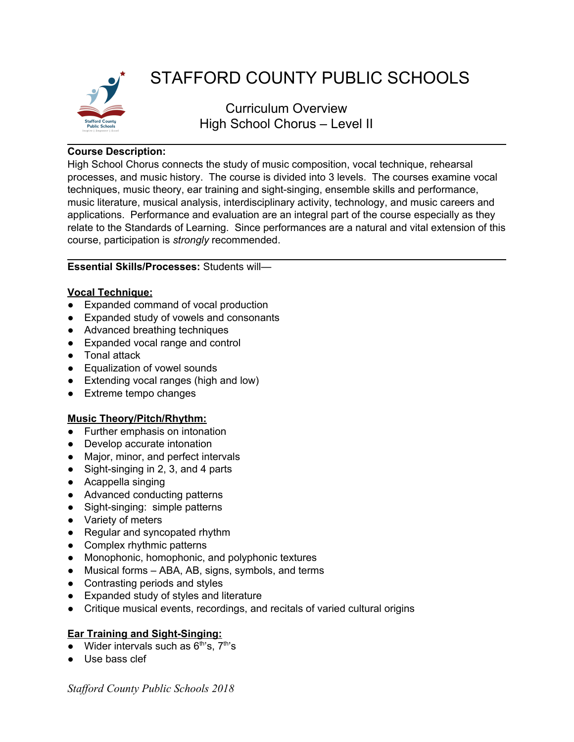# STAFFORD COUNTY PUBLIC SCHOOLS

## Curriculum Overview
## High School Chorus – Level II

**Course Description:**
High School Chorus connects the study of music composition, vocal technique, rehearsal processes, and music history. The course is divided into 3 levels. The courses examine vocal techniques, music theory, ear training and sight-singing, ensemble skills and performance, music literature, musical analysis, interdisciplinary activity, technology, and music careers and applications. Performance and evaluation are an integral part of the course especially as they relate to the Standards of Learning. Since performances are a natural and vital extension of this course, participation is *strongly* recommended.

---

**Essential Skills/Processes:** Students will—

**Vocal Technique:**

- Expanded command of vocal production
- Expanded study of vowels and consonants
- Advanced breathing techniques
- Expanded vocal range and control
- Tonal attack
- Equalization of vowel sounds
- Extending vocal ranges (high and low)
- Extreme tempo changes

**Music Theory/Pitch/Rhythm:**

- Further emphasis on intonation
- Develop accurate intonation
- Major, minor, and perfect intervals
- Sight-singing in 2, 3, and 4 parts
- Acappella singing
- Advanced conducting patterns
- Sight-singing: simple patterns
- Variety of meters
- Regular and syncopated rhythm
- Complex rhythmic patterns
- Monophonic, homophonic, and polyphonic textures
- Musical forms – ABA, AB, signs, symbols, and terms
- Contrasting periods and styles
- Expanded study of styles and literature
- Critique musical events, recordings, and recitals of varied cultural origins

**Ear Training and Sight-Singing:**

- Wider intervals such as 6th's, 7th's
- Use bass clef

*Stafford County Public Schools 2018*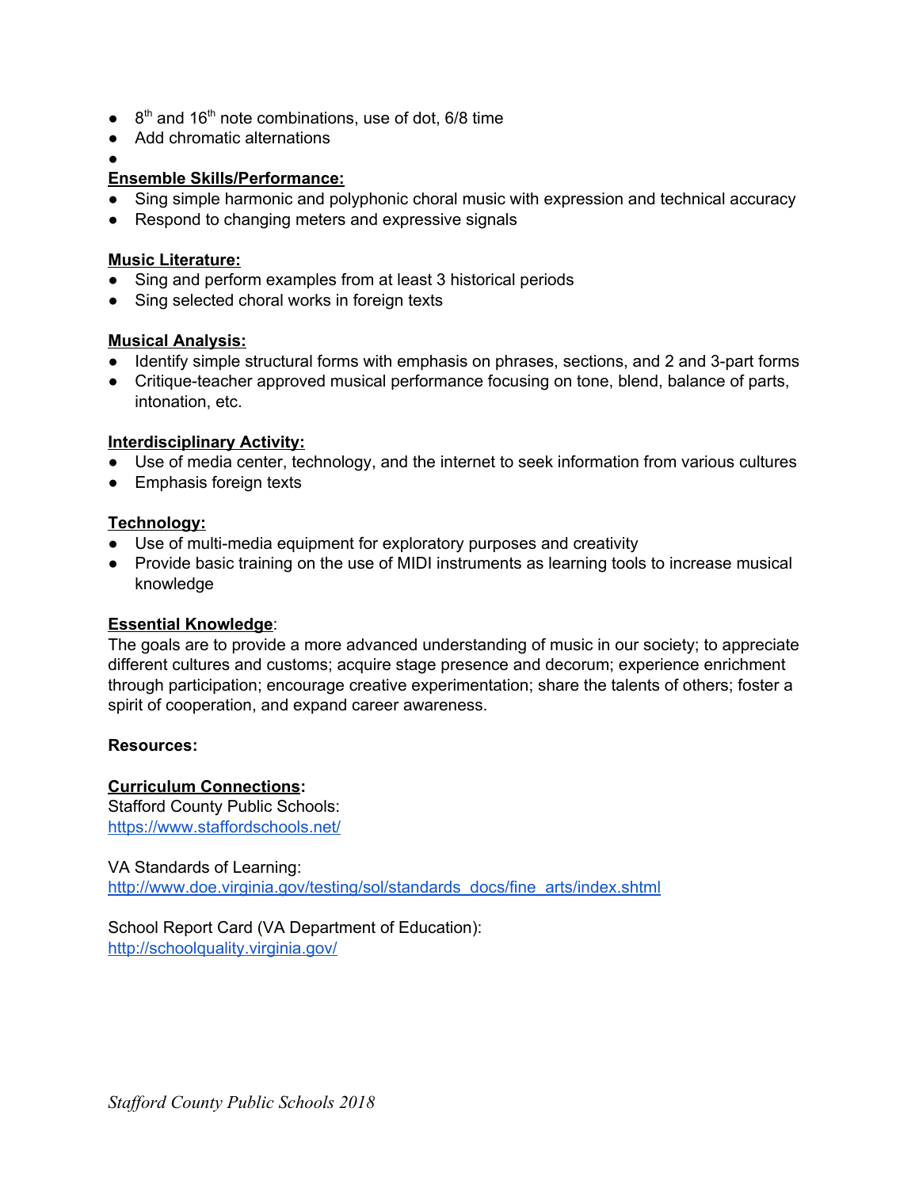- $8^{th}$ and $16^{th}$ note combinations, use of dot, 6/8 time
- Add chromatic alternations
-

**Ensemble Skills/Performance:**

- Sing simple harmonic and polyphonic choral music with expression and technical accuracy
- Respond to changing meters and expressive signals

**Music Literature:**

- Sing and perform examples from at least 3 historical periods
- Sing selected choral works in foreign texts

**Musical Analysis:**

- Identify simple structural forms with emphasis on phrases, sections, and 2 and 3-part forms
- Critique-teacher approved musical performance focusing on tone, blend, balance of parts, intonation, etc.

**Interdisciplinary Activity:**

- Use of media center, technology, and the internet to seek information from various cultures
- Emphasis foreign texts

**Technology:**

- Use of multi-media equipment for exploratory purposes and creativity
- Provide basic training on the use of MIDI instruments as learning tools to increase musical knowledge

**Essential Knowledge**:

The goals are to provide a more advanced understanding of music in our society; to appreciate different cultures and customs; acquire stage presence and decorum; experience enrichment through participation; encourage creative experimentation; share the talents of others; foster a spirit of cooperation, and expand career awareness.

**Resources:**

**Curriculum Connections:**

Stafford County Public Schools:
https://www.staffordschools.net/

VA Standards of Learning:
http://www.doe.virginia.gov/testing/sol/standards_docs/fine_arts/index.shtml

School Report Card (VA Department of Education):
http://schoolquality.virginia.gov/